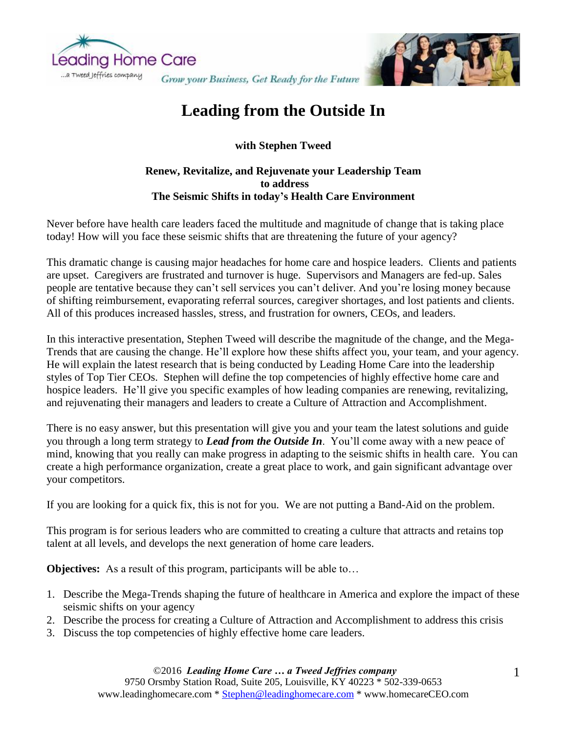# Leading from the Outside In

**with Stephen Tweed**

**Renew, Revitalize, and Rejuvenate your Leadership Team to address The Seismic Shifts in today's Health Care Environment**

Never before have health care leaders faced the multitude and magnitude of change that is taking place today! How will you face these seismic shifts that are threatening the future of your agency?

This dramatic change is causing major headaches for home care and hospice leaders. Clients and patients are upset. Caregivers are frustrated and turnover is huge. Supervisors and Managers are fed-up. Sales people are tentative because they can't sell services you can't deliver. And you're losing money because of shifting reimbursement, evaporating referral sources, caregiver shortages, and lost patients and clients. All of this produces increased hassles, stress, and frustration for owners, CEOs, and leaders.

In this interactive presentation, Stephen Tweed will describe the magnitude of the change, and the Mega-Trends that are causing the change. He'll explore how these shifts affect you, your team, and your agency. He will explain the latest research that is being conducted by Leading Home Care into the leadership styles of Top Tier CEOs. Stephen will define the top competencies of highly effective home care and hospice leaders. He'll give you specific examples of how leading companies are renewing, revitalizing, and rejuvenating their managers and leaders to create a Culture of Attraction and Accomplishment.

There is no easy answer, but this presentation will give you and your team the latest solutions and guide you through a long term strategy to ***Lead from the Outside In***. You'll come away with a new peace of mind, knowing that you really can make progress in adapting to the seismic shifts in health care. You can create a high performance organization, create a great place to work, and gain significant advantage over your competitors.

If you are looking for a quick fix, this is not for you. We are not putting a Band-Aid on the problem.

This program is for serious leaders who are committed to creating a culture that attracts and retains top talent at all levels, and develops the next generation of home care leaders.

**Objectives:** As a result of this program, participants will be able to…

1. Describe the Mega-Trends shaping the future of healthcare in America and explore the impact of these seismic shifts on your agency
2. Describe the process for creating a Culture of Attraction and Accomplishment to address this crisis
3. Discuss the top competencies of highly effective home care leaders.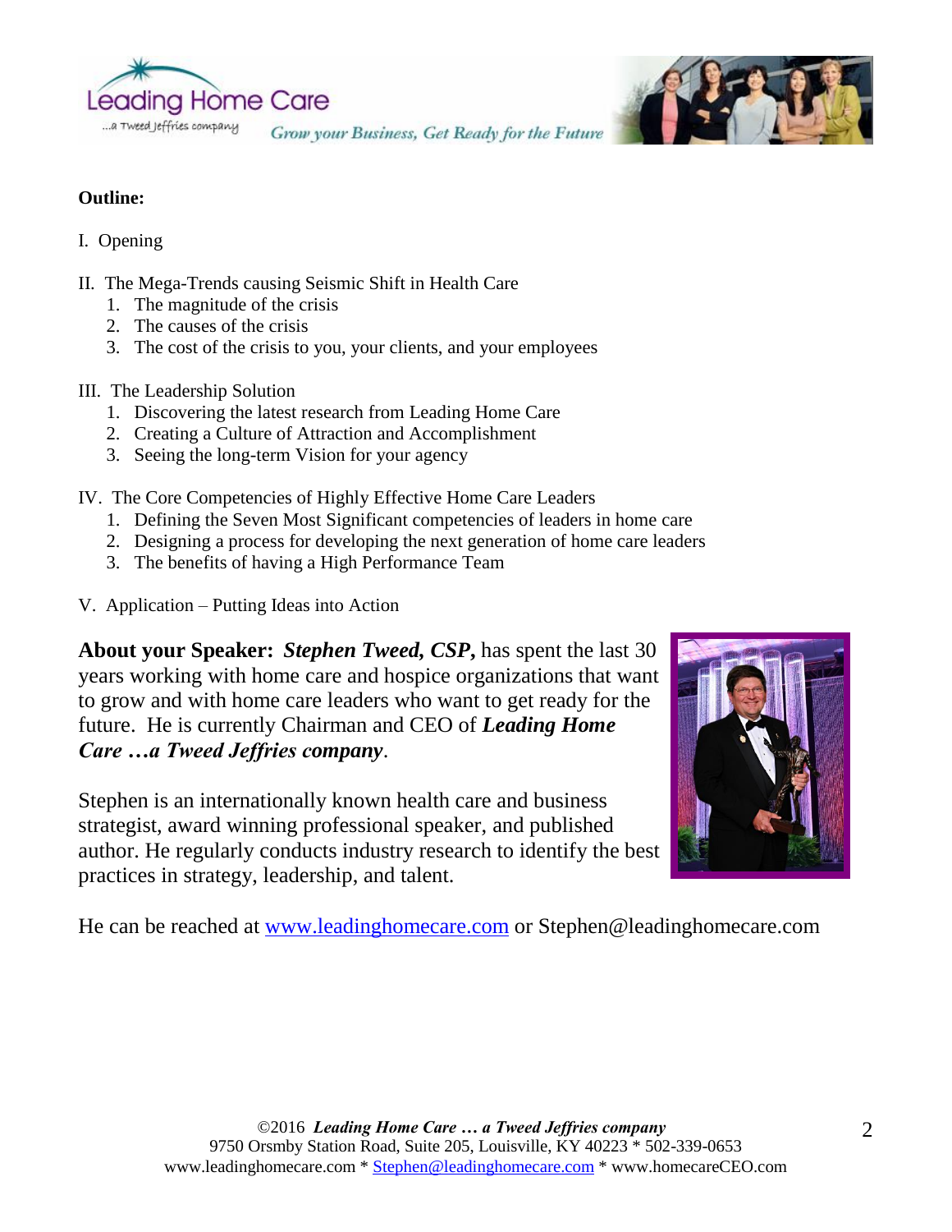**Outline:**

I. Opening

II. The Mega-Trends causing Seismic Shift in Health Care
   1. The magnitude of the crisis
   2. The causes of the crisis
   3. The cost of the crisis to you, your clients, and your employees

III. The Leadership Solution
   1. Discovering the latest research from Leading Home Care
   2. Creating a Culture of Attraction and Accomplishment
   3. Seeing the long-term Vision for your agency

IV. The Core Competencies of Highly Effective Home Care Leaders
   1. Defining the Seven Most Significant competencies of leaders in home care
   2. Designing a process for developing the next generation of home care leaders
   3. The benefits of having a High Performance Team

V. Application – Putting Ideas into Action

**About your Speaker:** ***Stephen Tweed, CSP,*** has spent the last 30 years working with home care and hospice organizations that want to grow and with home care leaders who want to get ready for the future. He is currently Chairman and CEO of ***Leading Home Care …a Tweed Jeffries company***.

Stephen is an internationally known health care and business strategist, award winning professional speaker, and published author. He regularly conducts industry research to identify the best practices in strategy, leadership, and talent.

He can be reached at www.leadinghomecare.com or Stephen@leadinghomecare.com